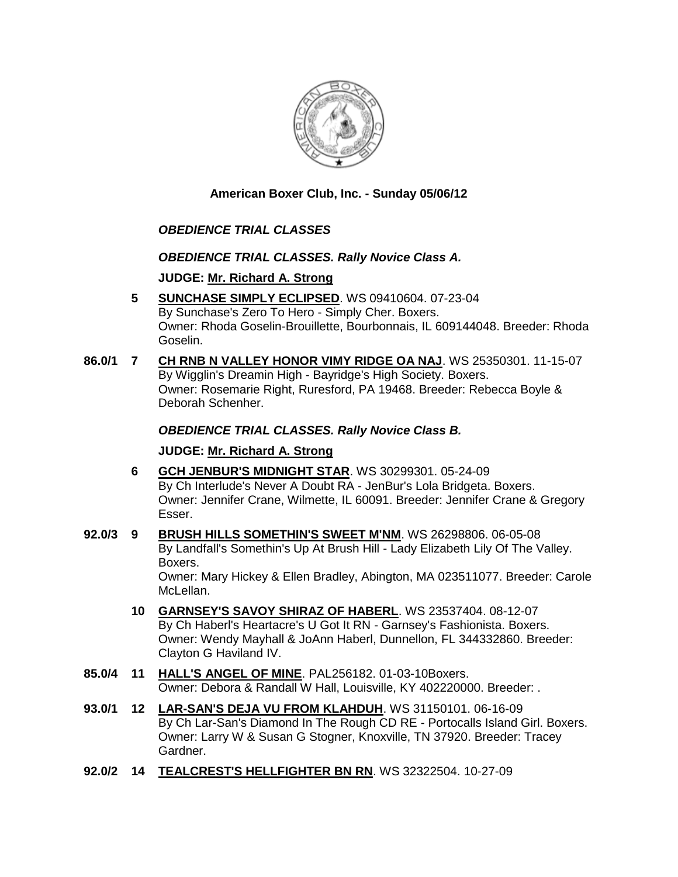**American Boxer Club, Inc. - Sunday 05/06/12**

***OBEDIENCE TRIAL CLASSES***

***OBEDIENCE TRIAL CLASSES. Rally Novice Class A.***

**JUDGE: Mr. Richard A. Strong**

**5** **SUNCHASE SIMPLY ECLIPSED**. WS 09410604. 07-23-04
By Sunchase's Zero To Hero - Simply Cher. Boxers.
Owner: Rhoda Goselin-Brouillette, Bourbonnais, IL 609144048. Breeder: Rhoda Goselin.

**86.0/1** **7** **CH RNB N VALLEY HONOR VIMY RIDGE OA NAJ**. WS 25350301. 11-15-07
By Wigglin's Dreamin High - Bayridge's High Society. Boxers.
Owner: Rosemarie Right, Ruresford, PA 19468. Breeder: Rebecca Boyle & Deborah Schenher.

***OBEDIENCE TRIAL CLASSES. Rally Novice Class B.***

**JUDGE: Mr. Richard A. Strong**

**6** **GCH JENBUR'S MIDNIGHT STAR**. WS 30299301. 05-24-09
By Ch Interlude's Never A Doubt RA - JenBur's Lola Bridgeta. Boxers.
Owner: Jennifer Crane, Wilmette, IL 60091. Breeder: Jennifer Crane & Gregory Esser.

**92.0/3** **9** **BRUSH HILLS SOMETHIN'S SWEET M'NM**. WS 26298806. 06-05-08
By Landfall's Somethin's Up At Brush Hill - Lady Elizabeth Lily Of The Valley. Boxers.
Owner: Mary Hickey & Ellen Bradley, Abington, MA 023511077. Breeder: Carole McLellan.

**10** **GARNSEY'S SAVOY SHIRAZ OF HABERL**. WS 23537404. 08-12-07
By Ch Haberl's Heartacre's U Got It RN - Garnsey's Fashionista. Boxers.
Owner: Wendy Mayhall & JoAnn Haberl, Dunnellon, FL 344332860. Breeder: Clayton G Haviland IV.

**85.0/4** **11** **HALL'S ANGEL OF MINE**. PAL256182. 01-03-10Boxers.
Owner: Debora & Randall W Hall, Louisville, KY 402220000. Breeder: .

**93.0/1** **12** **LAR-SAN'S DEJA VU FROM KLAHDUH**. WS 31150101. 06-16-09
By Ch Lar-San's Diamond In The Rough CD RE - Portocalls Island Girl. Boxers.
Owner: Larry W & Susan G Stogner, Knoxville, TN 37920. Breeder: Tracey Gardner.

**92.0/2** **14** **TEALCREST'S HELLFIGHTER BN RN**. WS 32322504. 10-27-09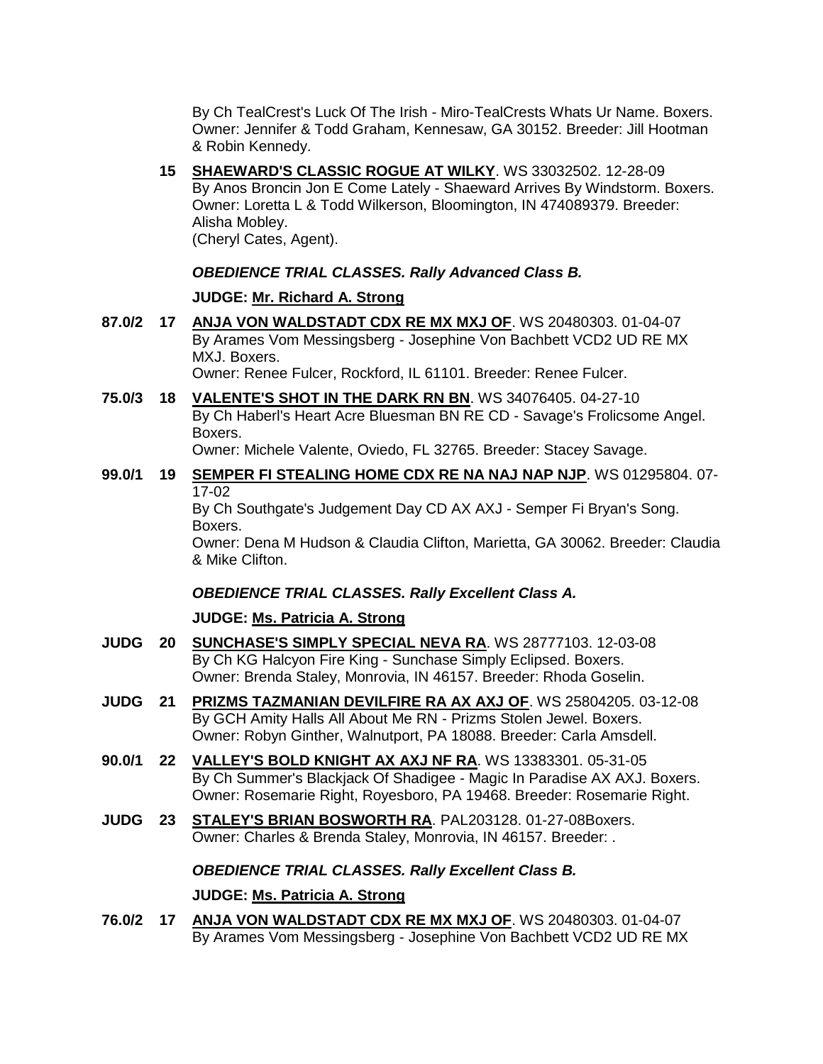By Ch TealCrest's Luck Of The Irish - Miro-TealCrests Whats Ur Name. Boxers. Owner: Jennifer & Todd Graham, Kennesaw, GA 30152. Breeder: Jill Hootman & Robin Kennedy.

**15** **SHAEWARD'S CLASSIC ROGUE AT WILKY**. WS 33032502. 12-28-09
By Anos Broncin Jon E Come Lately - Shaeward Arrives By Windstorm. Boxers. Owner: Loretta L & Todd Wilkerson, Bloomington, IN 474089379. Breeder: Alisha Mobley.
(Cheryl Cates, Agent).

***OBEDIENCE TRIAL CLASSES. Rally Advanced Class B.***

**JUDGE: Mr. Richard A. Strong**

**87.0/2** **17** **ANJA VON WALDSTADT CDX RE MX MXJ OF**. WS 20480303. 01-04-07
By Arames Vom Messingsberg - Josephine Von Bachbett VCD2 UD RE MX MXJ. Boxers.
Owner: Renee Fulcer, Rockford, IL 61101. Breeder: Renee Fulcer.

**75.0/3** **18** **VALENTE'S SHOT IN THE DARK RN BN**. WS 34076405. 04-27-10
By Ch Haberl's Heart Acre Bluesman BN RE CD - Savage's Frolicsome Angel. Boxers.
Owner: Michele Valente, Oviedo, FL 32765. Breeder: Stacey Savage.

**99.0/1** **19** **SEMPER FI STEALING HOME CDX RE NA NAJ NAP NJP**. WS 01295804. 07-17-02
By Ch Southgate's Judgement Day CD AX AXJ - Semper Fi Bryan's Song. Boxers.
Owner: Dena M Hudson & Claudia Clifton, Marietta, GA 30062. Breeder: Claudia & Mike Clifton.

***OBEDIENCE TRIAL CLASSES. Rally Excellent Class A.***

**JUDGE: Ms. Patricia A. Strong**

**JUDG** **20** **SUNCHASE'S SIMPLY SPECIAL NEVA RA**. WS 28777103. 12-03-08
By Ch KG Halcyon Fire King - Sunchase Simply Eclipsed. Boxers.
Owner: Brenda Staley, Monrovia, IN 46157. Breeder: Rhoda Goselin.

**JUDG** **21** **PRIZMS TAZMANIAN DEVILFIRE RA AX AXJ OF**. WS 25804205. 03-12-08
By GCH Amity Halls All About Me RN - Prizms Stolen Jewel. Boxers.
Owner: Robyn Ginther, Walnutport, PA 18088. Breeder: Carla Amsdell.

**90.0/1** **22** **VALLEY'S BOLD KNIGHT AX AXJ NF RA**. WS 13383301. 05-31-05
By Ch Summer's Blackjack Of Shadigee - Magic In Paradise AX AXJ. Boxers.
Owner: Rosemarie Right, Royesboro, PA 19468. Breeder: Rosemarie Right.

**JUDG** **23** **STALEY'S BRIAN BOSWORTH RA**. PAL203128. 01-27-08Boxers.
Owner: Charles & Brenda Staley, Monrovia, IN 46157. Breeder: .

***OBEDIENCE TRIAL CLASSES. Rally Excellent Class B.***

**JUDGE: Ms. Patricia A. Strong**

**76.0/2** **17** **ANJA VON WALDSTADT CDX RE MX MXJ OF**. WS 20480303. 01-04-07
By Arames Vom Messingsberg - Josephine Von Bachbett VCD2 UD RE MX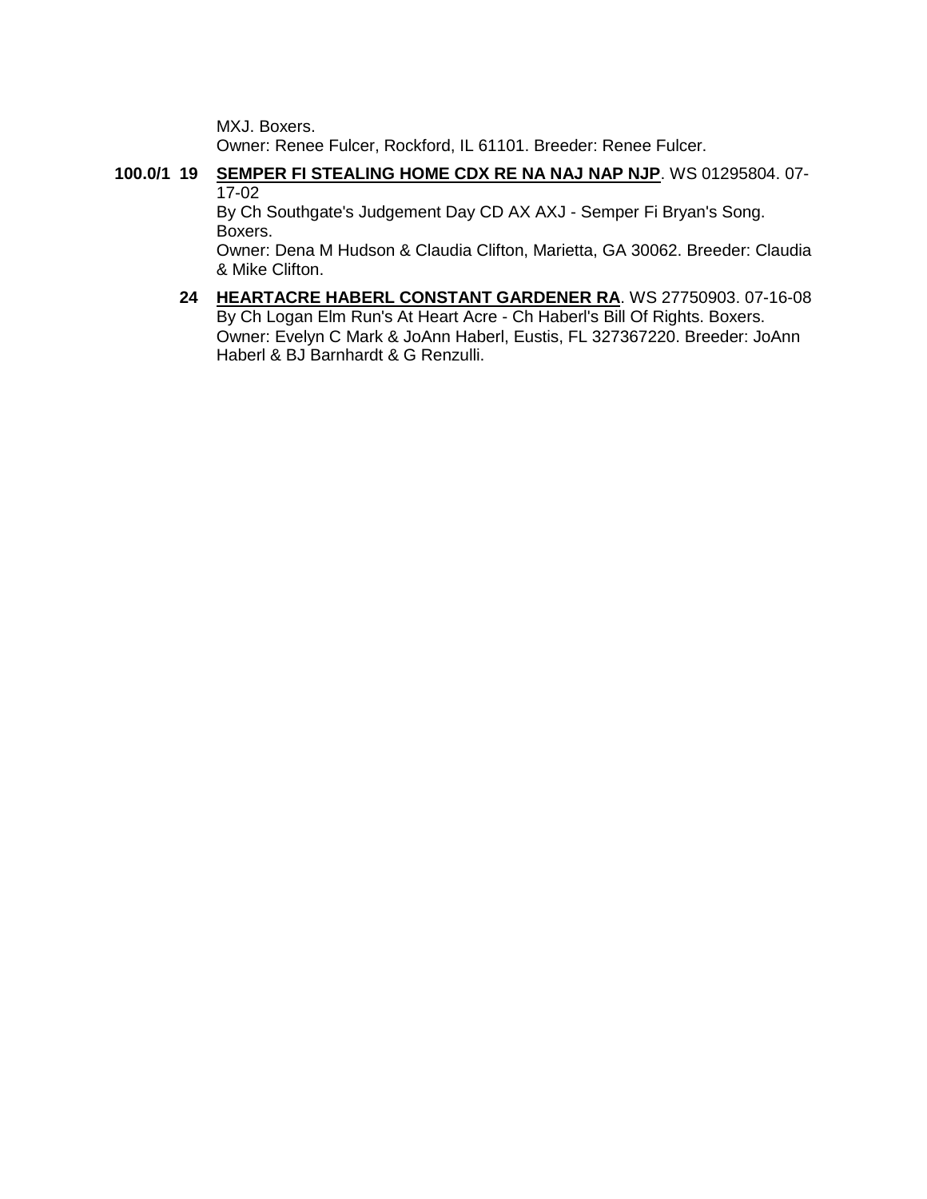MXJ. Boxers.
Owner: Renee Fulcer, Rockford, IL 61101. Breeder: Renee Fulcer.

**100.0/1** **19** **SEMPER FI STEALING HOME CDX RE NA NAJ NAP NJP**. WS 01295804. 07-17-02
By Ch Southgate's Judgement Day CD AX AXJ - Semper Fi Bryan's Song. Boxers.
Owner: Dena M Hudson & Claudia Clifton, Marietta, GA 30062. Breeder: Claudia & Mike Clifton.

**24** **HEARTACRE HABERL CONSTANT GARDENER RA**. WS 27750903. 07-16-08
By Ch Logan Elm Run's At Heart Acre - Ch Haberl's Bill Of Rights. Boxers.
Owner: Evelyn C Mark & JoAnn Haberl, Eustis, FL 327367220. Breeder: JoAnn Haberl & BJ Barnhardt & G Renzulli.